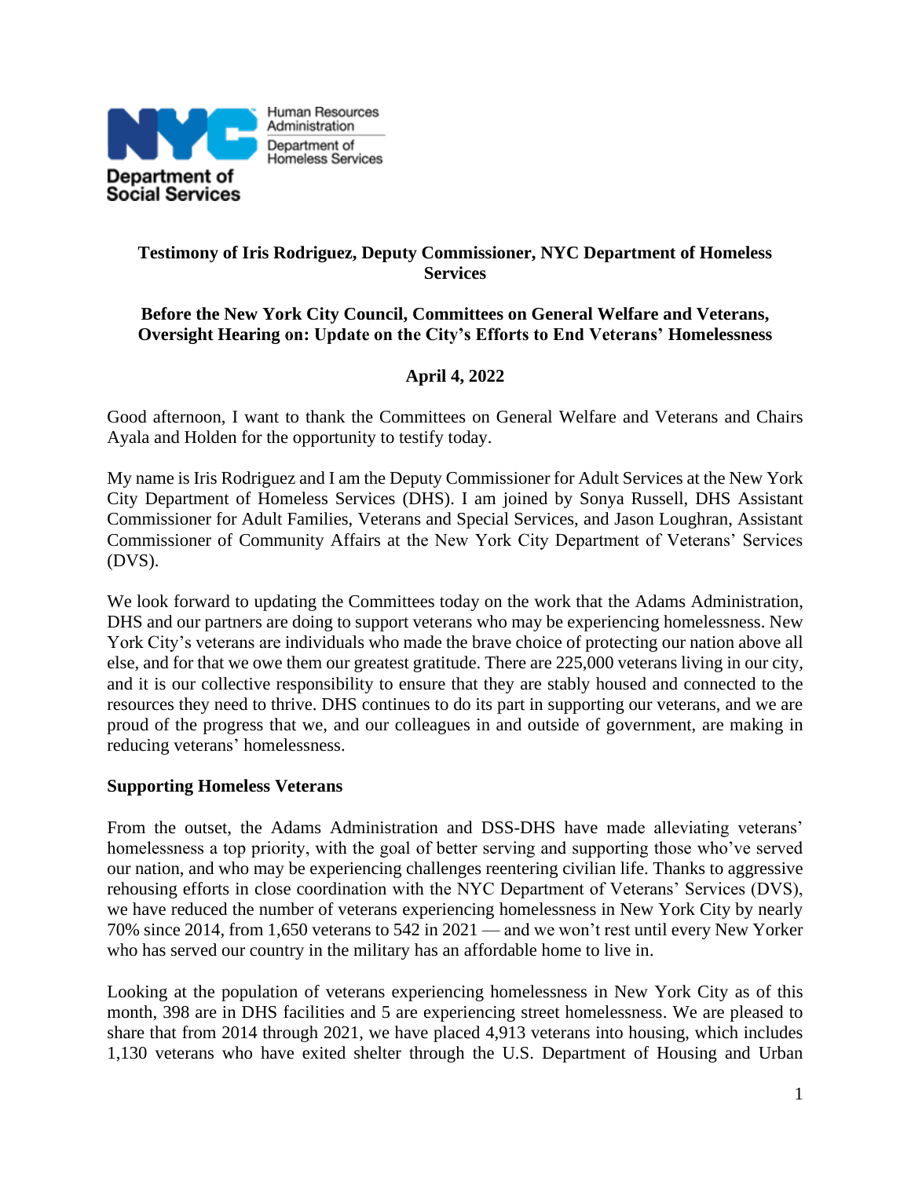Human Resources Administration
Department of Homeless Services

Department of Social Services

**Testimony of Iris Rodriguez, Deputy Commissioner, NYC Department of Homeless Services**

**Before the New York City Council, Committees on General Welfare and Veterans, Oversight Hearing on: Update on the City's Efforts to End Veterans' Homelessness**

**April 4, 2022**

Good afternoon, I want to thank the Committees on General Welfare and Veterans and Chairs Ayala and Holden for the opportunity to testify today.

My name is Iris Rodriguez and I am the Deputy Commissioner for Adult Services at the New York City Department of Homeless Services (DHS). I am joined by Sonya Russell, DHS Assistant Commissioner for Adult Families, Veterans and Special Services, and Jason Loughran, Assistant Commissioner of Community Affairs at the New York City Department of Veterans' Services (DVS).

We look forward to updating the Committees today on the work that the Adams Administration, DHS and our partners are doing to support veterans who may be experiencing homelessness. New York City's veterans are individuals who made the brave choice of protecting our nation above all else, and for that we owe them our greatest gratitude. There are 225,000 veterans living in our city, and it is our collective responsibility to ensure that they are stably housed and connected to the resources they need to thrive. DHS continues to do its part in supporting our veterans, and we are proud of the progress that we, and our colleagues in and outside of government, are making in reducing veterans' homelessness.

**Supporting Homeless Veterans**

From the outset, the Adams Administration and DSS-DHS have made alleviating veterans' homelessness a top priority, with the goal of better serving and supporting those who've served our nation, and who may be experiencing challenges reentering civilian life. Thanks to aggressive rehousing efforts in close coordination with the NYC Department of Veterans' Services (DVS), we have reduced the number of veterans experiencing homelessness in New York City by nearly 70% since 2014, from 1,650 veterans to 542 in 2021 — and we won't rest until every New Yorker who has served our country in the military has an affordable home to live in.

Looking at the population of veterans experiencing homelessness in New York City as of this month, 398 are in DHS facilities and 5 are experiencing street homelessness. We are pleased to share that from 2014 through 2021, we have placed 4,913 veterans into housing, which includes 1,130 veterans who have exited shelter through the U.S. Department of Housing and Urban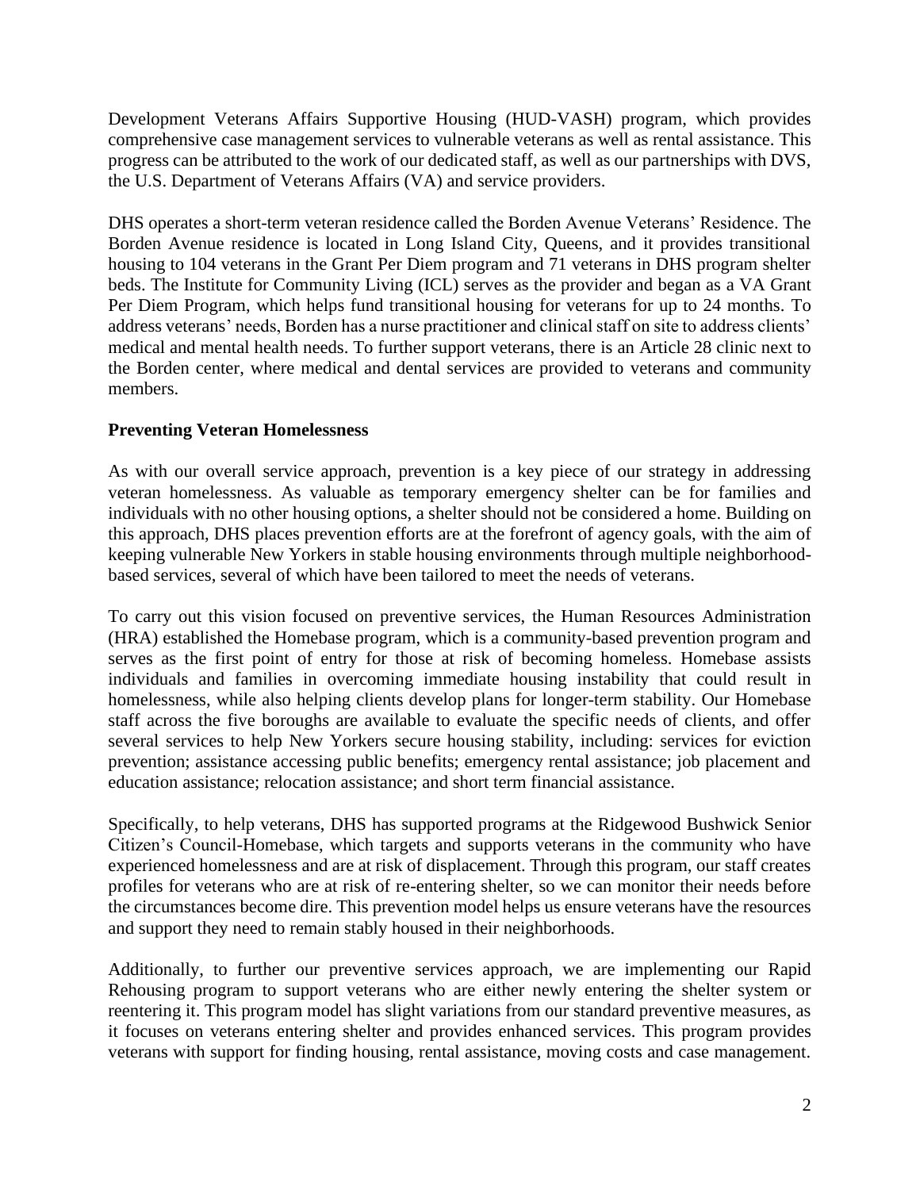Development Veterans Affairs Supportive Housing (HUD-VASH) program, which provides comprehensive case management services to vulnerable veterans as well as rental assistance. This progress can be attributed to the work of our dedicated staff, as well as our partnerships with DVS, the U.S. Department of Veterans Affairs (VA) and service providers.

DHS operates a short-term veteran residence called the Borden Avenue Veterans' Residence. The Borden Avenue residence is located in Long Island City, Queens, and it provides transitional housing to 104 veterans in the Grant Per Diem program and 71 veterans in DHS program shelter beds. The Institute for Community Living (ICL) serves as the provider and began as a VA Grant Per Diem Program, which helps fund transitional housing for veterans for up to 24 months. To address veterans' needs, Borden has a nurse practitioner and clinical staff on site to address clients' medical and mental health needs. To further support veterans, there is an Article 28 clinic next to the Borden center, where medical and dental services are provided to veterans and community members.

**Preventing Veteran Homelessness**

As with our overall service approach, prevention is a key piece of our strategy in addressing veteran homelessness. As valuable as temporary emergency shelter can be for families and individuals with no other housing options, a shelter should not be considered a home. Building on this approach, DHS places prevention efforts are at the forefront of agency goals, with the aim of keeping vulnerable New Yorkers in stable housing environments through multiple neighborhood-based services, several of which have been tailored to meet the needs of veterans.

To carry out this vision focused on preventive services, the Human Resources Administration (HRA) established the Homebase program, which is a community-based prevention program and serves as the first point of entry for those at risk of becoming homeless. Homebase assists individuals and families in overcoming immediate housing instability that could result in homelessness, while also helping clients develop plans for longer-term stability. Our Homebase staff across the five boroughs are available to evaluate the specific needs of clients, and offer several services to help New Yorkers secure housing stability, including: services for eviction prevention; assistance accessing public benefits; emergency rental assistance; job placement and education assistance; relocation assistance; and short term financial assistance.

Specifically, to help veterans, DHS has supported programs at the Ridgewood Bushwick Senior Citizen's Council-Homebase, which targets and supports veterans in the community who have experienced homelessness and are at risk of displacement. Through this program, our staff creates profiles for veterans who are at risk of re-entering shelter, so we can monitor their needs before the circumstances become dire. This prevention model helps us ensure veterans have the resources and support they need to remain stably housed in their neighborhoods.

Additionally, to further our preventive services approach, we are implementing our Rapid Rehousing program to support veterans who are either newly entering the shelter system or reentering it. This program model has slight variations from our standard preventive measures, as it focuses on veterans entering shelter and provides enhanced services. This program provides veterans with support for finding housing, rental assistance, moving costs and case management.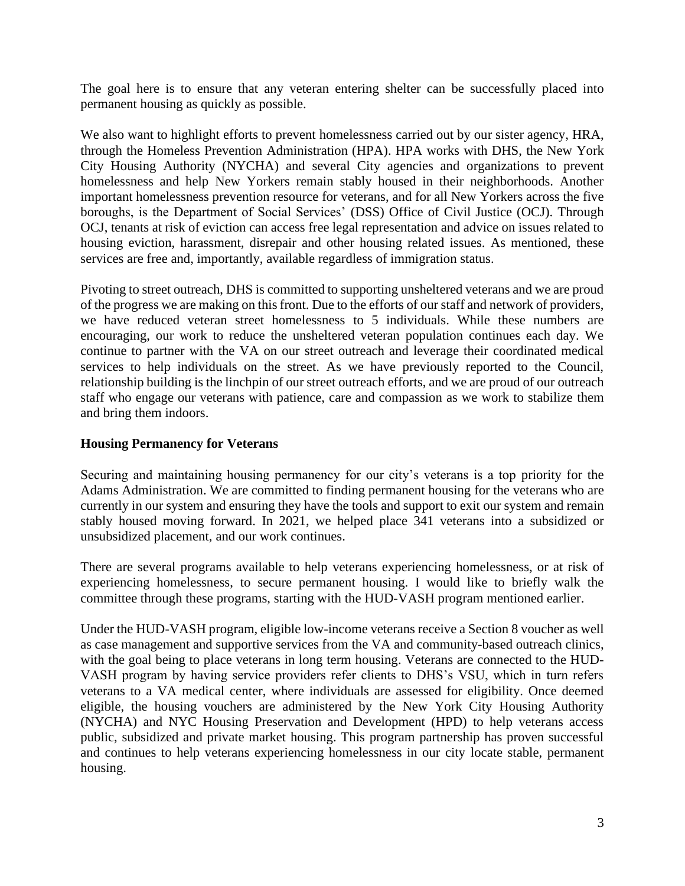The goal here is to ensure that any veteran entering shelter can be successfully placed into permanent housing as quickly as possible.

We also want to highlight efforts to prevent homelessness carried out by our sister agency, HRA, through the Homeless Prevention Administration (HPA). HPA works with DHS, the New York City Housing Authority (NYCHA) and several City agencies and organizations to prevent homelessness and help New Yorkers remain stably housed in their neighborhoods. Another important homelessness prevention resource for veterans, and for all New Yorkers across the five boroughs, is the Department of Social Services' (DSS) Office of Civil Justice (OCJ). Through OCJ, tenants at risk of eviction can access free legal representation and advice on issues related to housing eviction, harassment, disrepair and other housing related issues. As mentioned, these services are free and, importantly, available regardless of immigration status.

Pivoting to street outreach, DHS is committed to supporting unsheltered veterans and we are proud of the progress we are making on this front. Due to the efforts of our staff and network of providers, we have reduced veteran street homelessness to 5 individuals. While these numbers are encouraging, our work to reduce the unsheltered veteran population continues each day. We continue to partner with the VA on our street outreach and leverage their coordinated medical services to help individuals on the street. As we have previously reported to the Council, relationship building is the linchpin of our street outreach efforts, and we are proud of our outreach staff who engage our veterans with patience, care and compassion as we work to stabilize them and bring them indoors.

**Housing Permanency for Veterans**

Securing and maintaining housing permanency for our city's veterans is a top priority for the Adams Administration. We are committed to finding permanent housing for the veterans who are currently in our system and ensuring they have the tools and support to exit our system and remain stably housed moving forward. In 2021, we helped place 341 veterans into a subsidized or unsubsidized placement, and our work continues.

There are several programs available to help veterans experiencing homelessness, or at risk of experiencing homelessness, to secure permanent housing. I would like to briefly walk the committee through these programs, starting with the HUD-VASH program mentioned earlier.

Under the HUD-VASH program, eligible low-income veterans receive a Section 8 voucher as well as case management and supportive services from the VA and community-based outreach clinics, with the goal being to place veterans in long term housing. Veterans are connected to the HUD-VASH program by having service providers refer clients to DHS's VSU, which in turn refers veterans to a VA medical center, where individuals are assessed for eligibility. Once deemed eligible, the housing vouchers are administered by the New York City Housing Authority (NYCHA) and NYC Housing Preservation and Development (HPD) to help veterans access public, subsidized and private market housing. This program partnership has proven successful and continues to help veterans experiencing homelessness in our city locate stable, permanent housing.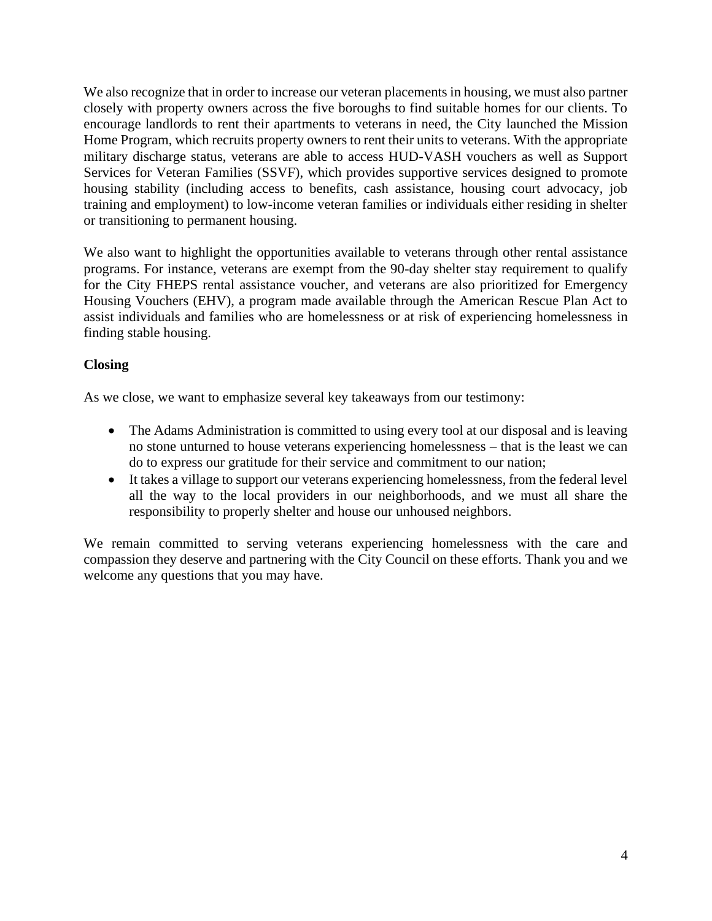We also recognize that in order to increase our veteran placements in housing, we must also partner closely with property owners across the five boroughs to find suitable homes for our clients. To encourage landlords to rent their apartments to veterans in need, the City launched the Mission Home Program, which recruits property owners to rent their units to veterans. With the appropriate military discharge status, veterans are able to access HUD-VASH vouchers as well as Support Services for Veteran Families (SSVF), which provides supportive services designed to promote housing stability (including access to benefits, cash assistance, housing court advocacy, job training and employment) to low-income veteran families or individuals either residing in shelter or transitioning to permanent housing.

We also want to highlight the opportunities available to veterans through other rental assistance programs. For instance, veterans are exempt from the 90-day shelter stay requirement to qualify for the City FHEPS rental assistance voucher, and veterans are also prioritized for Emergency Housing Vouchers (EHV), a program made available through the American Rescue Plan Act to assist individuals and families who are homelessness or at risk of experiencing homelessness in finding stable housing.

**Closing**

As we close, we want to emphasize several key takeaways from our testimony:

- The Adams Administration is committed to using every tool at our disposal and is leaving no stone unturned to house veterans experiencing homelessness – that is the least we can do to express our gratitude for their service and commitment to our nation;
- It takes a village to support our veterans experiencing homelessness, from the federal level all the way to the local providers in our neighborhoods, and we must all share the responsibility to properly shelter and house our unhoused neighbors.

We remain committed to serving veterans experiencing homelessness with the care and compassion they deserve and partnering with the City Council on these efforts. Thank you and we welcome any questions that you may have.